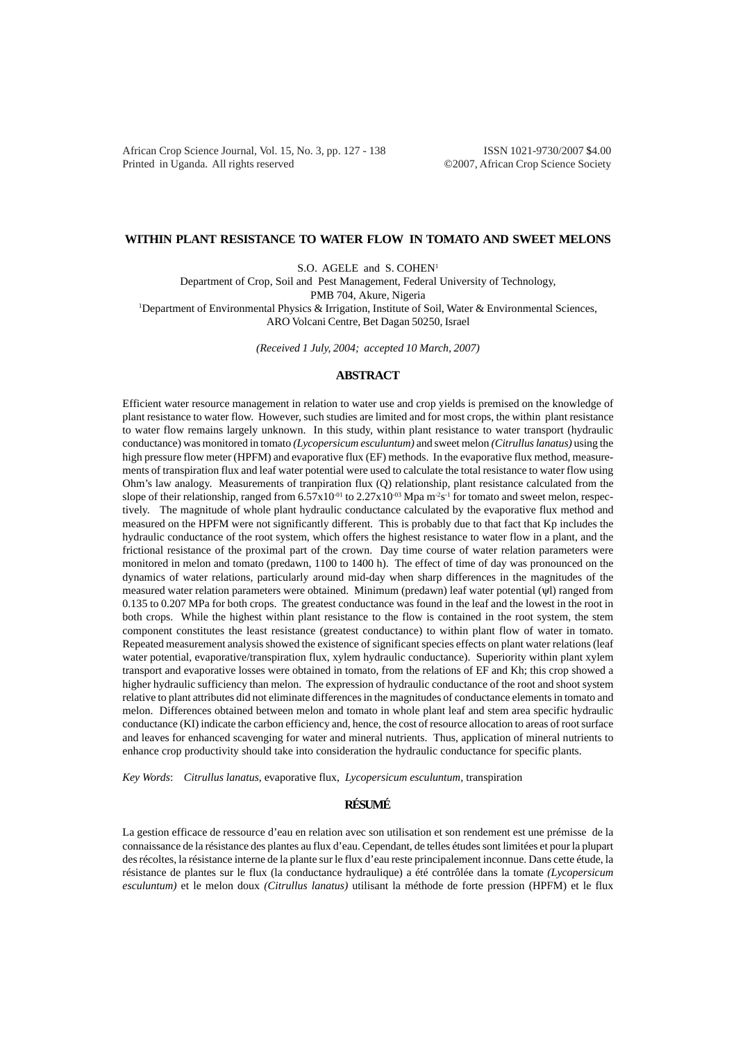# WITHIN PLANT RESISTANCE TO WATER FLOW IN TOMATO AND SWEET MELONS

S.O. AGELE and S. COHEN[1]

Department of Crop, Soil and Pest Management, Federal University of Technology, PMB 704, Akure, Nigeria

[1]Department of Environmental Physics & Irrigation, Institute of Soil, Water & Environmental Sciences, ARO Volcani Centre, Bet Dagan 50250, Israel

*(Received 1 July, 2004; accepted 10 March, 2007)*

## ABSTRACT

Efficient water resource management in relation to water use and crop yields is premised on the knowledge of plant resistance to water flow. However, such studies are limited and for most crops, the within plant resistance to water flow remains largely unknown. In this study, within plant resistance to water transport (hydraulic conductance) was monitored in tomato *(Lycopersicum esculuntum)* and sweet melon *(Citrullus lanatus)* using the high pressure flow meter (HPFM) and evaporative flux (EF) methods. In the evaporative flux method, measurements of transpiration flux and leaf water potential were used to calculate the total resistance to water flow using Ohm's law analogy. Measurements of tranpiration flux (Q) relationship, plant resistance calculated from the slope of their relationship, ranged from $6.57x10^{-01}$ to $2.27x10^{-03}$ Mpa $m^{-2}s^{-1}$ for tomato and sweet melon, respectively. The magnitude of whole plant hydraulic conductance calculated by the evaporative flux method and measured on the HPFM were not significantly different. This is probably due to that fact that Kp includes the hydraulic conductance of the root system, which offers the highest resistance to water flow in a plant, and the frictional resistance of the proximal part of the crown. Day time course of water relation parameters were monitored in melon and tomato (predawn, 1100 to 1400 h). The effect of time of day was pronounced on the dynamics of water relations, particularly around mid-day when sharp differences in the magnitudes of the measured water relation parameters were obtained. Minimum (predawn) leaf water potential ($\psi$l) ranged from 0.135 to 0.207 MPa for both crops. The greatest conductance was found in the leaf and the lowest in the root in both crops. While the highest within plant resistance to the flow is contained in the root system, the stem component constitutes the least resistance (greatest conductance) to within plant flow of water in tomato. Repeated measurement analysis showed the existence of significant species effects on plant water relations (leaf water potential, evaporative/transpiration flux, xylem hydraulic conductance). Superiority within plant xylem transport and evaporative losses were obtained in tomato, from the relations of EF and Kh; this crop showed a higher hydraulic sufficiency than melon. The expression of hydraulic conductance of the root and shoot system relative to plant attributes did not eliminate differences in the magnitudes of conductance elements in tomato and melon. Differences obtained between melon and tomato in whole plant leaf and stem area specific hydraulic conductance (Kl) indicate the carbon efficiency and, hence, the cost of resource allocation to areas of root surface and leaves for enhanced scavenging for water and mineral nutrients. Thus, application of mineral nutrients to enhance crop productivity should take into consideration the hydraulic conductance for specific plants.

*Key Words*: *Citrullus lanatus,* evaporative flux, *Lycopersicum esculuntum,* transpiration

## RÉSUMÉ

La gestion efficace de ressource d'eau en relation avec son utilisation et son rendement est une prémisse de la connaissance de la résistance des plantes au flux d'eau. Cependant, de telles études sont limitées et pour la plupart des récoltes, la résistance interne de la plante sur le flux d'eau reste principalement inconnue. Dans cette étude, la résistance de plantes sur le flux (la conductance hydraulique) a été contrôlée dans la tomate *(Lycopersicum esculuntum)* et le melon doux *(Citrullus lanatus)* utilisant la méthode de forte pression (HPFM) et le flux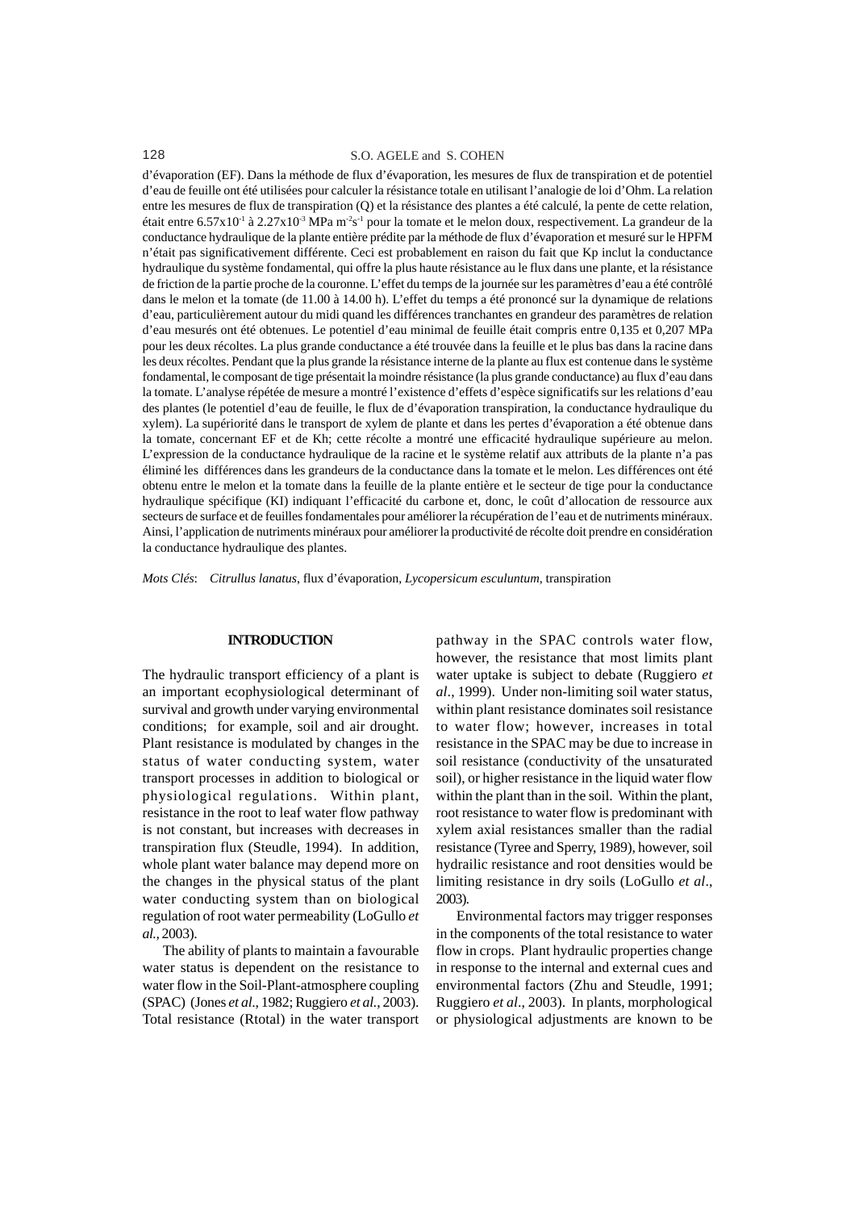d'évaporation (EF). Dans la méthode de flux d'évaporation, les mesures de flux de transpiration et de potentiel d'eau de feuille ont été utilisées pour calculer la résistance totale en utilisant l'analogie de loi d'Ohm. La relation entre les mesures de flux de transpiration (Q) et la résistance des plantes a été calculé, la pente de cette relation, était entre $6.57 \times 10^{-1}$ à $2.27 \times 10^{-3}$ MPa $m^{-2}s^{-1}$ pour la tomate et le melon doux, respectivement. La grandeur de la conductance hydraulique de la plante entière prédite par la méthode de flux d'évaporation et mesuré sur le HPFM n'était pas significativement différente. Ceci est probablement en raison du fait que Kp inclut la conductance hydraulique du système fondamental, qui offre la plus haute résistance au le flux dans une plante, et la résistance de friction de la partie proche de la couronne. L'effet du temps de la journée sur les paramètres d'eau a été contrôlé dans le melon et la tomate (de 11.00 à 14.00 h). L'effet du temps a été prononcé sur la dynamique de relations d'eau, particulièrement autour du midi quand les différences tranchantes en grandeur des paramètres de relation d'eau mesurés ont été obtenues. Le potentiel d'eau minimal de feuille était compris entre 0,135 et 0,207 MPa pour les deux récoltes. La plus grande conductance a été trouvée dans la feuille et le plus bas dans la racine dans les deux récoltes. Pendant que la plus grande la résistance interne de la plante au flux est contenue dans le système fondamental, le composant de tige présentait la moindre résistance (la plus grande conductance) au flux d'eau dans la tomate. L'analyse répétée de mesure a montré l'existence d'effets d'espèce significatifs sur les relations d'eau des plantes (le potentiel d'eau de feuille, le flux de d'évaporation transpiration, la conductance hydraulique du xylem). La supériorité dans le transport de xylem de plante et dans les pertes d'évaporation a été obtenue dans la tomate, concernant EF et de Kh; cette récolte a montré une efficacité hydraulique supérieure au melon. L'expression de la conductance hydraulique de la racine et le système relatif aux attributs de la plante n'a pas éliminé les différences dans les grandeurs de la conductance dans la tomate et le melon. Les différences ont été obtenu entre le melon et la tomate dans la feuille de la plante entière et le secteur de tige pour la conductance hydraulique spécifique (Kl) indiquant l'efficacité du carbone et, donc, le coût d'allocation de ressource aux secteurs de surface et de feuilles fondamentales pour améliorer la récupération de l'eau et de nutriments minéraux. Ainsi, l'application de nutriments minéraux pour améliorer la productivité de récolte doit prendre en considération la conductance hydraulique des plantes.

*Mots Clés*: *Citrullus lanatus*, flux d'évaporation, *Lycopersicum esculuntum,* transpiration

## INTRODUCTION

The hydraulic transport efficiency of a plant is an important ecophysiological determinant of survival and growth under varying environmental conditions; for example, soil and air drought. Plant resistance is modulated by changes in the status of water conducting system, water transport processes in addition to biological or physiological regulations. Within plant, resistance in the root to leaf water flow pathway is not constant, but increases with decreases in transpiration flux (Steudle, 1994). In addition, whole plant water balance may depend more on the changes in the physical status of the plant water conducting system than on biological regulation of root water permeability (LoGullo *et al.*, 2003).

The ability of plants to maintain a favourable water status is dependent on the resistance to water flow in the Soil-Plant-atmosphere coupling (SPAC) (Jones *et al.*, 1982; Ruggiero *et al.*, 2003). Total resistance (Rtotal) in the water transport pathway in the SPAC controls water flow, however, the resistance that most limits plant water uptake is subject to debate (Ruggiero *et al*., 1999). Under non-limiting soil water status, within plant resistance dominates soil resistance to water flow; however, increases in total resistance in the SPAC may be due to increase in soil resistance (conductivity of the unsaturated soil), or higher resistance in the liquid water flow within the plant than in the soil. Within the plant, root resistance to water flow is predominant with xylem axial resistances smaller than the radial resistance (Tyree and Sperry, 1989), however, soil hydrailic resistance and root densities would be limiting resistance in dry soils (LoGullo *et al*., 2003).

Environmental factors may trigger responses in the components of the total resistance to water flow in crops. Plant hydraulic properties change in response to the internal and external cues and environmental factors (Zhu and Steudle, 1991; Ruggiero *et al*., 2003). In plants, morphological or physiological adjustments are known to be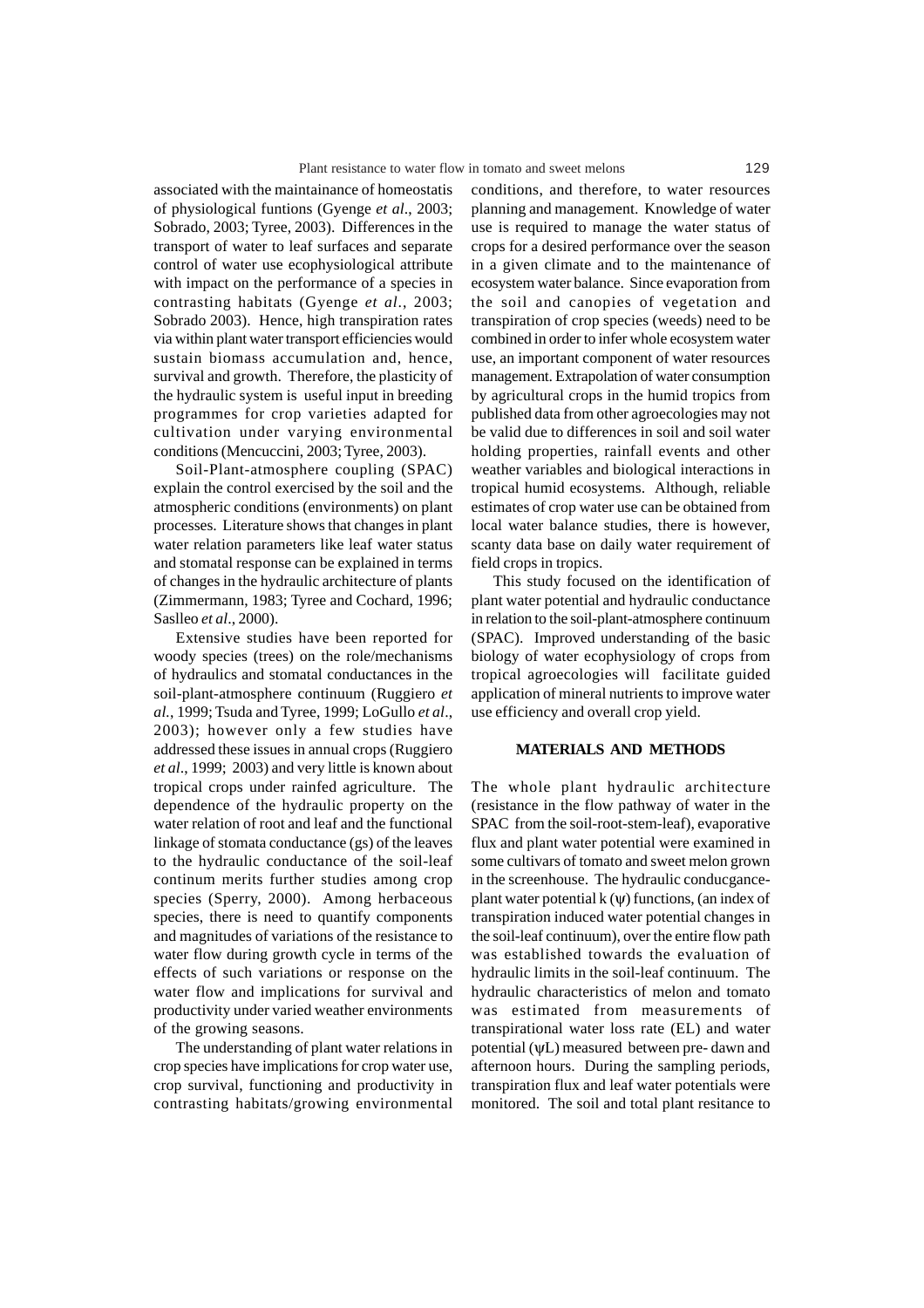associated with the maintainance of homeostatis of physiological funtions (Gyenge *et al*., 2003; Sobrado, 2003; Tyree, 2003). Differences in the transport of water to leaf surfaces and separate control of water use ecophysiological attribute with impact on the performance of a species in contrasting habitats (Gyenge *et al*., 2003; Sobrado 2003). Hence, high transpiration rates via within plant water transport efficiencies would sustain biomass accumulation and, hence, survival and growth. Therefore, the plasticity of the hydraulic system is useful input in breeding programmes for crop varieties adapted for cultivation under varying environmental conditions (Mencuccini, 2003; Tyree, 2003).

Soil-Plant-atmosphere coupling (SPAC) explain the control exercised by the soil and the atmospheric conditions (environments) on plant processes. Literature shows that changes in plant water relation parameters like leaf water status and stomatal response can be explained in terms of changes in the hydraulic architecture of plants (Zimmermann, 1983; Tyree and Cochard, 1996; Saslleo *et al*., 2000).

Extensive studies have been reported for woody species (trees) on the role/mechanisms of hydraulics and stomatal conductances in the soil-plant-atmosphere continuum (Ruggiero *et al.*, 1999; Tsuda and Tyree, 1999; LoGullo *et al*., 2003); however only a few studies have addressed these issues in annual crops (Ruggiero *et al*., 1999; 2003) and very little is known about tropical crops under rainfed agriculture. The dependence of the hydraulic property on the water relation of root and leaf and the functional linkage of stomata conductance (gs) of the leaves to the hydraulic conductance of the soil-leaf continum merits further studies among crop species (Sperry, 2000). Among herbaceous species, there is need to quantify components and magnitudes of variations of the resistance to water flow during growth cycle in terms of the effects of such variations or response on the water flow and implications for survival and productivity under varied weather environments of the growing seasons.

The understanding of plant water relations in crop species have implications for crop water use, crop survival, functioning and productivity in contrasting habitats/growing environmental conditions, and therefore, to water resources planning and management. Knowledge of water use is required to manage the water status of crops for a desired performance over the season in a given climate and to the maintenance of ecosystem water balance. Since evaporation from the soil and canopies of vegetation and transpiration of crop species (weeds) need to be combined in order to infer whole ecosystem water use, an important component of water resources management. Extrapolation of water consumption by agricultural crops in the humid tropics from published data from other agroecologies may not be valid due to differences in soil and soil water holding properties, rainfall events and other weather variables and biological interactions in tropical humid ecosystems. Although, reliable estimates of crop water use can be obtained from local water balance studies, there is however, scanty data base on daily water requirement of field crops in tropics.

This study focused on the identification of plant water potential and hydraulic conductance in relation to the soil-plant-atmosphere continuum (SPAC). Improved understanding of the basic biology of water ecophysiology of crops from tropical agroecologies will facilitate guided application of mineral nutrients to improve water use efficiency and overall crop yield.

## MATERIALS AND METHODS

The whole plant hydraulic architecture (resistance in the flow pathway of water in the SPAC from the soil-root-stem-leaf), evaporative flux and plant water potential were examined in some cultivars of tomato and sweet melon grown in the screenhouse. The hydraulic conducgance-plant water potential k ($\psi$) functions, (an index of transpiration induced water potential changes in the soil-leaf continuum), over the entire flow path was established towards the evaluation of hydraulic limits in the soil-leaf continuum. The hydraulic characteristics of melon and tomato was estimated from measurements of transpirational water loss rate (EL) and water potential ($\psi$L) measured between pre- dawn and afternoon hours. During the sampling periods, transpiration flux and leaf water potentials were monitored. The soil and total plant resitance to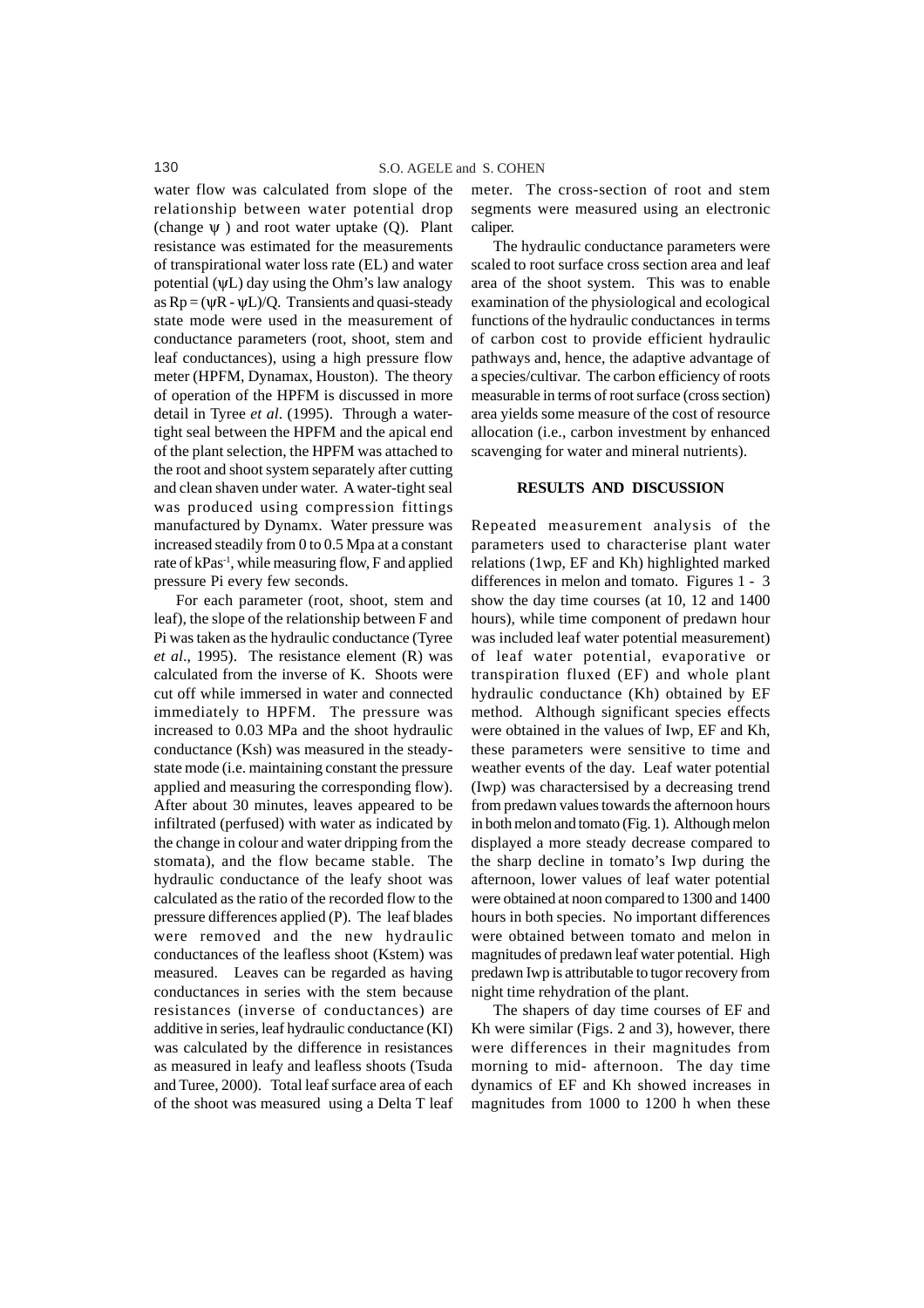water flow was calculated from slope of the relationship between water potential drop (change $\psi$ ) and root water uptake (Q). Plant resistance was estimated for the measurements of transpirational water loss rate (EL) and water potential ($\psi$L) day using the Ohm's law analogy as $Rp = (\psi R - \psi L)/Q$. Transients and quasi-steady state mode were used in the measurement of conductance parameters (root, shoot, stem and leaf conductances), using a high pressure flow meter (HPFM, Dynamax, Houston). The theory of operation of the HPFM is discussed in more detail in Tyree *et al*. (1995). Through a water-tight seal between the HPFM and the apical end of the plant selection, the HPFM was attached to the root and shoot system separately after cutting and clean shaven under water. A water-tight seal was produced using compression fittings manufactured by Dynamx. Water pressure was increased steadily from 0 to 0.5 Mpa at a constant rate of $kPas^{-1}$, while measuring flow, F and applied pressure Pi every few seconds.

For each parameter (root, shoot, stem and leaf), the slope of the relationship between F and Pi was taken as the hydraulic conductance (Tyree *et al*., 1995). The resistance element (R) was calculated from the inverse of K. Shoots were cut off while immersed in water and connected immediately to HPFM. The pressure was increased to 0.03 MPa and the shoot hydraulic conductance (Ksh) was measured in the steady-state mode (i.e. maintaining constant the pressure applied and measuring the corresponding flow). After about 30 minutes, leaves appeared to be infiltrated (perfused) with water as indicated by the change in colour and water dripping from the stomata), and the flow became stable. The hydraulic conductance of the leafy shoot was calculated as the ratio of the recorded flow to the pressure differences applied (P). The leaf blades were removed and the new hydraulic conductances of the leafless shoot (Kstem) was measured. Leaves can be regarded as having conductances in series with the stem because resistances (inverse of conductances) are additive in series, leaf hydraulic conductance (Kl) was calculated by the difference in resistances as measured in leafy and leafless shoots (Tsuda and Turee, 2000). Total leaf surface area of each of the shoot was measured using a Delta T leaf meter. The cross-section of root and stem segments were measured using an electronic caliper.

The hydraulic conductance parameters were scaled to root surface cross section area and leaf area of the shoot system. This was to enable examination of the physiological and ecological functions of the hydraulic conductances in terms of carbon cost to provide efficient hydraulic pathways and, hence, the adaptive advantage of a species/cultivar. The carbon efficiency of roots measurable in terms of root surface (cross section) area yields some measure of the cost of resource allocation (i.e., carbon investment by enhanced scavenging for water and mineral nutrients).

## RESULTS AND DISCUSSION

Repeated measurement analysis of the parameters used to characterise plant water relations (1wp, EF and Kh) highlighted marked differences in melon and tomato. Figures 1 - 3 show the day time courses (at 10, 12 and 1400 hours), while time component of predawn hour was included leaf water potential measurement) of leaf water potential, evaporative or transpiration fluxed (EF) and whole plant hydraulic conductance (Kh) obtained by EF method. Although significant species effects were obtained in the values of Iwp, EF and Kh, these parameters were sensitive to time and weather events of the day. Leaf water potential (Iwp) was charactersised by a decreasing trend from predawn values towards the afternoon hours in both melon and tomato (Fig. 1). Although melon displayed a more steady decrease compared to the sharp decline in tomato's Iwp during the afternoon, lower values of leaf water potential were obtained at noon compared to 1300 and 1400 hours in both species. No important differences were obtained between tomato and melon in magnitudes of predawn leaf water potential. High predawn Iwp is attributable to tugor recovery from night time rehydration of the plant.

The shapers of day time courses of EF and Kh were similar (Figs. 2 and 3), however, there were differences in their magnitudes from morning to mid- afternoon. The day time dynamics of EF and Kh showed increases in magnitudes from 1000 to 1200 h when these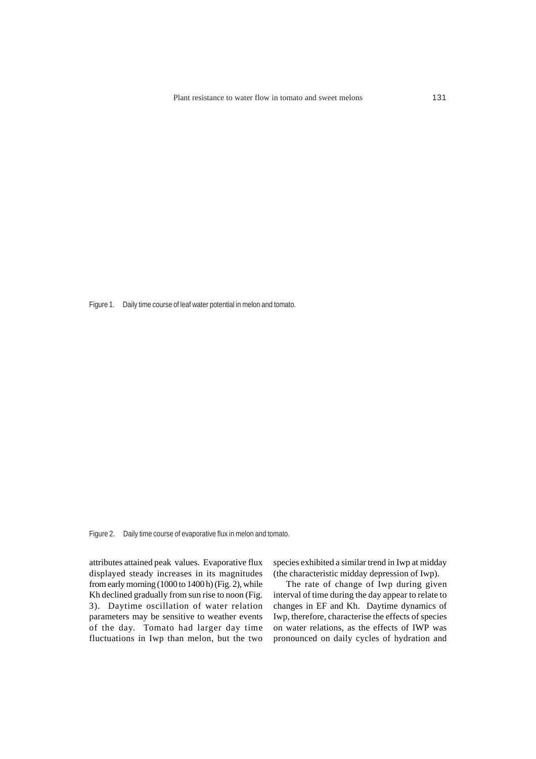Figure 1. Daily time course of leaf water potential in melon and tomato.

Figure 2. Daily time course of evaporative flux in melon and tomato.

attributes attained peak values. Evaporative flux displayed steady increases in its magnitudes from early morning (1000 to 1400 h) (Fig. 2), while Kh declined gradually from sun rise to noon (Fig. 3). Daytime oscillation of water relation parameters may be sensitive to weather events of the day. Tomato had larger day time fluctuations in Iwp than melon, but the two species exhibited a similar trend in Iwp at midday (the characteristic midday depression of Iwp).

The rate of change of Iwp during given interval of time during the day appear to relate to changes in EF and Kh. Daytime dynamics of Iwp, therefore, characterise the effects of species on water relations, as the effects of IWP was pronounced on daily cycles of hydration and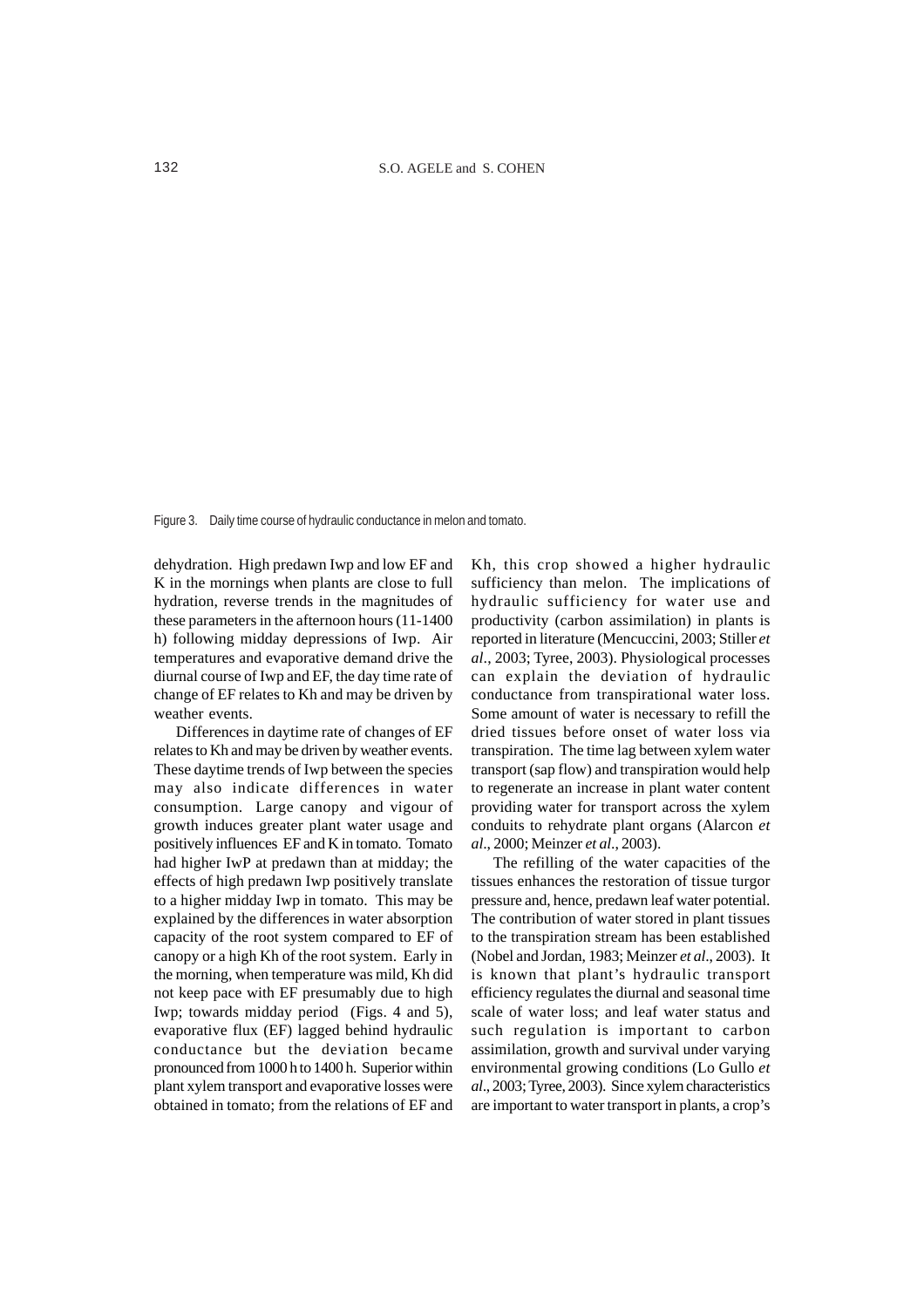Figure 3. Daily time course of hydraulic conductance in melon and tomato.

dehydration. High predawn Iwp and low EF and K in the mornings when plants are close to full hydration, reverse trends in the magnitudes of these parameters in the afternoon hours (11-1400 h) following midday depressions of Iwp. Air temperatures and evaporative demand drive the diurnal course of Iwp and EF, the day time rate of change of EF relates to Kh and may be driven by weather events.

Differences in daytime rate of changes of EF relates to Kh and may be driven by weather events. These daytime trends of Iwp between the species may also indicate differences in water consumption. Large canopy and vigour of growth induces greater plant water usage and positively influences EF and K in tomato. Tomato had higher IwP at predawn than at midday; the effects of high predawn Iwp positively translate to a higher midday Iwp in tomato. This may be explained by the differences in water absorption capacity of the root system compared to EF of canopy or a high Kh of the root system. Early in the morning, when temperature was mild, Kh did not keep pace with EF presumably due to high Iwp; towards midday period (Figs. 4 and 5), evaporative flux (EF) lagged behind hydraulic conductance but the deviation became pronounced from 1000 h to 1400 h. Superior within plant xylem transport and evaporative losses were obtained in tomato; from the relations of EF and Kh, this crop showed a higher hydraulic sufficiency than melon. The implications of hydraulic sufficiency for water use and productivity (carbon assimilation) in plants is reported in literature (Mencuccini, 2003; Stiller *et al*., 2003; Tyree, 2003). Physiological processes can explain the deviation of hydraulic conductance from transpirational water loss. Some amount of water is necessary to refill the dried tissues before onset of water loss via transpiration. The time lag between xylem water transport (sap flow) and transpiration would help to regenerate an increase in plant water content providing water for transport across the xylem conduits to rehydrate plant organs (Alarcon *et al*., 2000; Meinzer *et al*., 2003).

The refilling of the water capacities of the tissues enhances the restoration of tissue turgor pressure and, hence, predawn leaf water potential. The contribution of water stored in plant tissues to the transpiration stream has been established (Nobel and Jordan, 1983; Meinzer *et al*., 2003). It is known that plant's hydraulic transport efficiency regulates the diurnal and seasonal time scale of water loss; and leaf water status and such regulation is important to carbon assimilation, growth and survival under varying environmental growing conditions (Lo Gullo *et al*., 2003; Tyree, 2003). Since xylem characteristics are important to water transport in plants, a crop's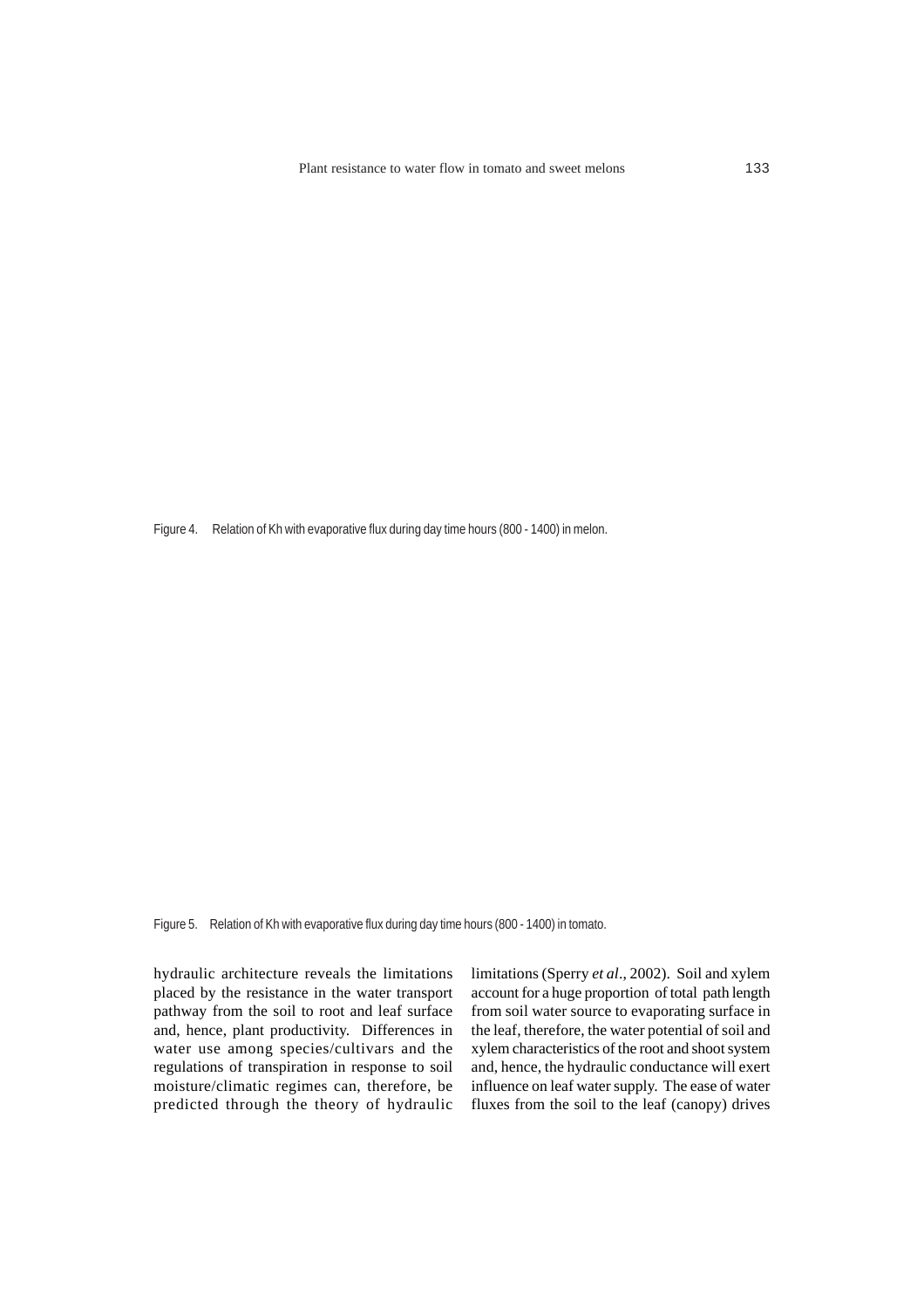Figure 4. Relation of Kh with evaporative flux during day time hours (800 - 1400) in melon.

Figure 5. Relation of Kh with evaporative flux during day time hours (800 - 1400) in tomato.

hydraulic architecture reveals the limitations placed by the resistance in the water transport pathway from the soil to root and leaf surface and, hence, plant productivity. Differences in water use among species/cultivars and the regulations of transpiration in response to soil moisture/climatic regimes can, therefore, be predicted through the theory of hydraulic limitations (Sperry *et al*., 2002). Soil and xylem account for a huge proportion of total path length from soil water source to evaporating surface in the leaf, therefore, the water potential of soil and xylem characteristics of the root and shoot system and, hence, the hydraulic conductance will exert influence on leaf water supply. The ease of water fluxes from the soil to the leaf (canopy) drives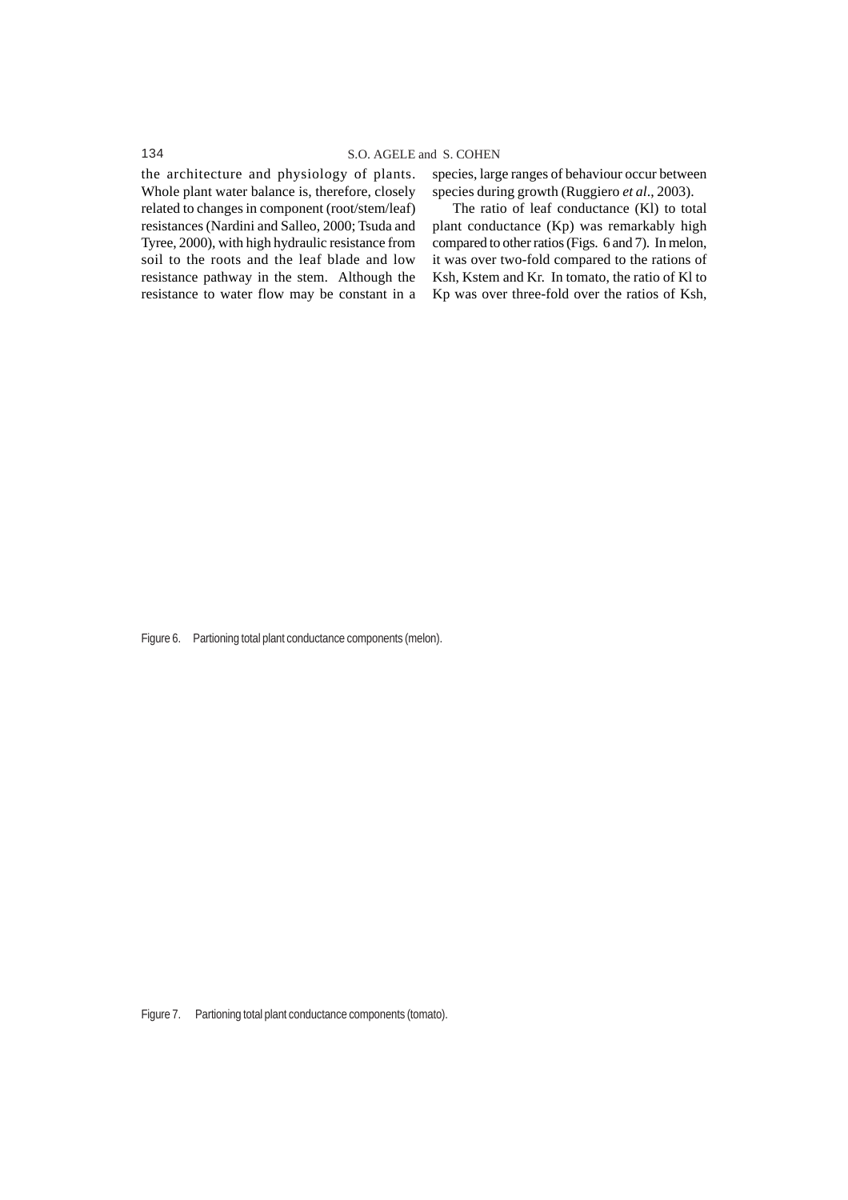the architecture and physiology of plants. Whole plant water balance is, therefore, closely related to changes in component (root/stem/leaf) resistances (Nardini and Salleo, 2000; Tsuda and Tyree, 2000), with high hydraulic resistance from soil to the roots and the leaf blade and low resistance pathway in the stem. Although the resistance to water flow may be constant in a species, large ranges of behaviour occur between species during growth (Ruggiero *et al*., 2003).

The ratio of leaf conductance (Kl) to total plant conductance (Kp) was remarkably high compared to other ratios (Figs. 6 and 7). In melon, it was over two-fold compared to the rations of Ksh, Kstem and Kr. In tomato, the ratio of Kl to Kp was over three-fold over the ratios of Ksh,

Figure 6. Partioning total plant conductance components (melon).

Figure 7. Partioning total plant conductance components (tomato).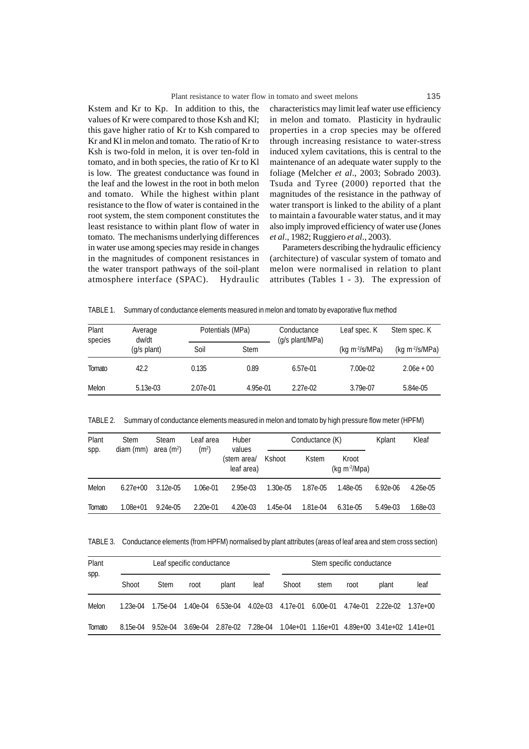Kstem and Kr to Kp. In addition to this, the values of Kr were compared to those Ksh and Kl; this gave higher ratio of Kr to Ksh compared to Kr and Kl in melon and tomato. The ratio of Kr to Ksh is two-fold in melon, it is over ten-fold in tomato, and in both species, the ratio of Kr to Kl is low. The greatest conductance was found in the leaf and the lowest in the root in both melon and tomato. While the highest within plant resistance to the flow of water is contained in the root system, the stem component constitutes the least resistance to within plant flow of water in tomato. The mechanisms underlying differences in water use among species may reside in changes in the magnitudes of component resistances in the water transport pathways of the soil-plant atmosphere interface (SPAC). Hydraulic characteristics may limit leaf water use efficiency in melon and tomato. Plasticity in hydraulic properties in a crop species may be offered through increasing resistance to water-stress induced xylem cavitations, this is central to the maintenance of an adequate water supply to the foliage (Melcher *et al*., 2003; Sobrado 2003). Tsuda and Tyree (2000) reported that the magnitudes of the resistance in the pathway of water transport is linked to the ability of a plant to maintain a favourable water status, and it may also imply improved efficiency of water use (Jones *et al*., 1982; Ruggiero *et al*., 2003).

Parameters describing the hydraulic efficiency (architecture) of vascular system of tomato and melon were normalised in relation to plant attributes (Tables 1 - 3). The expression of

TABLE 1. Summary of conductance elements measured in melon and tomato by evaporative flux method

| Plant species | Average dw/dt (g/s plant) | Potentials (MPa) | | Conductance (g/s plant/MPa) | Leaf spec. K | Stem spec. K |
|---|---|---|---|---|---|---|
| | | Soil | Stem | | (kg $m^{-2}$/s/MPa) | (kg $m^{-2}$/s/MPa) |
| Tomato | 42.2 | 0.135 | 0.89 | 6.57e-01 | 7.00e-02 | 2.06e + 00 |
| Melon | 5.13e-03 | 2.07e-01 | 4.95e-01 | 2.27e-02 | 3.79e-07 | 5.84e-05 |

TABLE 2. Summary of conductance elements measured in melon and tomato by high pressure flow meter (HPFM)

| Plant spp. | Stem diam (mm) | Steam area ($m^2$) | Leaf area ($m^2$) | Huber values (stem area/ leaf area) | Conductance (K) | | | Kplant | Kleaf |
|---|---|---|---|---|---|---|---|---|---|
| | | | | | Kshoot | Kstem | Kroot (kg $m^{-2}$/MPa) | | |
| Melon | 6.27e+00 | 3.12e-05 | 1.06e-01 | 2.95e-03 | 1.30e-05 | 1.87e-05 | 1.48e-05 | 6.92e-06 | 4.26e-05 |
| Tomato | 1.08e+01 | 9.24e-05 | 2.20e-01 | 4.20e-03 | 1.45e-04 | 1.81e-04 | 6.31e-05 | 5.49e-03 | 1.68e-03 |

TABLE 3. Conductance elements (from HPFM) normalised by plant attributes (areas of leaf area and stem cross section)

| Plant spp. | Leaf specific conductance | | | | | Stem specific conductance | | | | |
|---|---|---|---|---|---|---|---|---|---|---|
| | Shoot | Stem | root | plant | leaf | Shoot | stem | root | plant | leaf |
| Melon | 1.23e-04 | 1.75e-04 | 1.40e-04 | 6.53e-04 | 4.02e-03 | 4.17e-01 | 6.00e-01 | 4.74e-01 | 2.22e-02 | 1.37e+00 |
| Tomato | 8.15e-04 | 9.52e-04 | 3.69e-04 | 2.87e-02 | 7.28e-04 | 1.04e+01 | 1.16e+01 | 4.89e+00 | 3.41e+02 | 1.41e+01 |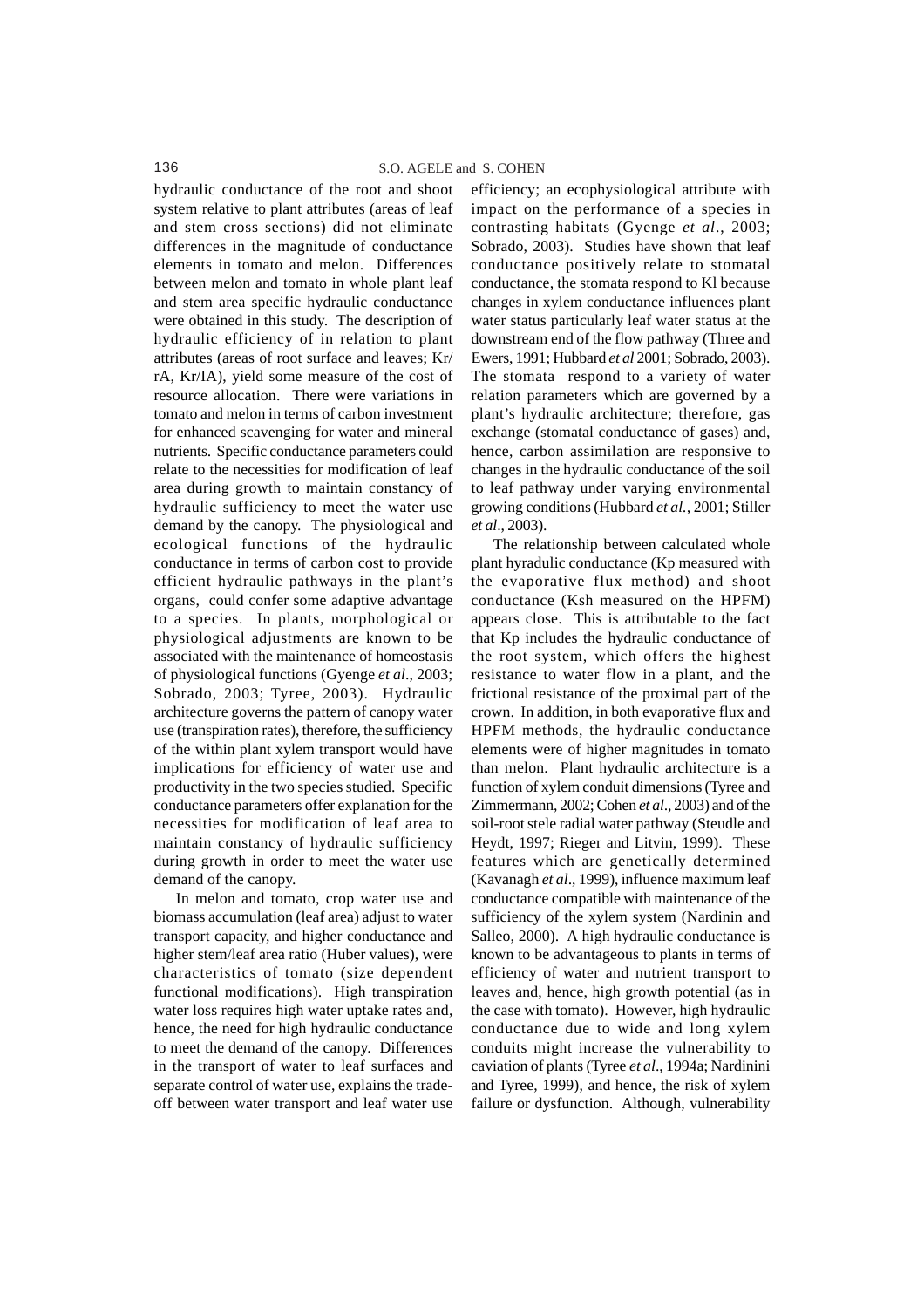hydraulic conductance of the root and shoot system relative to plant attributes (areas of leaf and stem cross sections) did not eliminate differences in the magnitude of conductance elements in tomato and melon. Differences between melon and tomato in whole plant leaf and stem area specific hydraulic conductance were obtained in this study. The description of hydraulic efficiency of in relation to plant attributes (areas of root surface and leaves; Kr/rA, Kr/lA), yield some measure of the cost of resource allocation. There were variations in tomato and melon in terms of carbon investment for enhanced scavenging for water and mineral nutrients. Specific conductance parameters could relate to the necessities for modification of leaf area during growth to maintain constancy of hydraulic sufficiency to meet the water use demand by the canopy. The physiological and ecological functions of the hydraulic conductance in terms of carbon cost to provide efficient hydraulic pathways in the plant's organs, could confer some adaptive advantage to a species. In plants, morphological or physiological adjustments are known to be associated with the maintenance of homeostasis of physiological functions (Gyenge *et al*., 2003; Sobrado, 2003; Tyree, 2003). Hydraulic architecture governs the pattern of canopy water use (transpiration rates), therefore, the sufficiency of the within plant xylem transport would have implications for efficiency of water use and productivity in the two species studied. Specific conductance parameters offer explanation for the necessities for modification of leaf area to maintain constancy of hydraulic sufficiency during growth in order to meet the water use demand of the canopy.

In melon and tomato, crop water use and biomass accumulation (leaf area) adjust to water transport capacity, and higher conductance and higher stem/leaf area ratio (Huber values), were characteristics of tomato (size dependent functional modifications). High transpiration water loss requires high water uptake rates and, hence, the need for high hydraulic conductance to meet the demand of the canopy. Differences in the transport of water to leaf surfaces and separate control of water use, explains the trade-off between water transport and leaf water use efficiency; an ecophysiological attribute with impact on the performance of a species in contrasting habitats (Gyenge *et al*., 2003; Sobrado, 2003). Studies have shown that leaf conductance positively relate to stomatal conductance, the stomata respond to Kl because changes in xylem conductance influences plant water status particularly leaf water status at the downstream end of the flow pathway (Three and Ewers, 1991; Hubbard *et al* 2001; Sobrado, 2003). The stomata respond to a variety of water relation parameters which are governed by a plant's hydraulic architecture; therefore, gas exchange (stomatal conductance of gases) and, hence, carbon assimilation are responsive to changes in the hydraulic conductance of the soil to leaf pathway under varying environmental growing conditions (Hubbard *et al.*, 2001; Stiller *et al*., 2003).

The relationship between calculated whole plant hyradulic conductance (Kp measured with the evaporative flux method) and shoot conductance (Ksh measured on the HPFM) appears close. This is attributable to the fact that Kp includes the hydraulic conductance of the root system, which offers the highest resistance to water flow in a plant, and the frictional resistance of the proximal part of the crown. In addition, in both evaporative flux and HPFM methods, the hydraulic conductance elements were of higher magnitudes in tomato than melon. Plant hydraulic architecture is a function of xylem conduit dimensions (Tyree and Zimmermann, 2002; Cohen *et al*., 2003) and of the soil-root stele radial water pathway (Steudle and Heydt, 1997; Rieger and Litvin, 1999). These features which are genetically determined (Kavanagh *et al*., 1999), influence maximum leaf conductance compatible with maintenance of the sufficiency of the xylem system (Nardinin and Salleo, 2000). A high hydraulic conductance is known to be advantageous to plants in terms of efficiency of water and nutrient transport to leaves and, hence, high growth potential (as in the case with tomato). However, high hydraulic conductance due to wide and long xylem conduits might increase the vulnerability to caviation of plants (Tyree *et al*., 1994a; Nardinini and Tyree, 1999), and hence, the risk of xylem failure or dysfunction. Although, vulnerability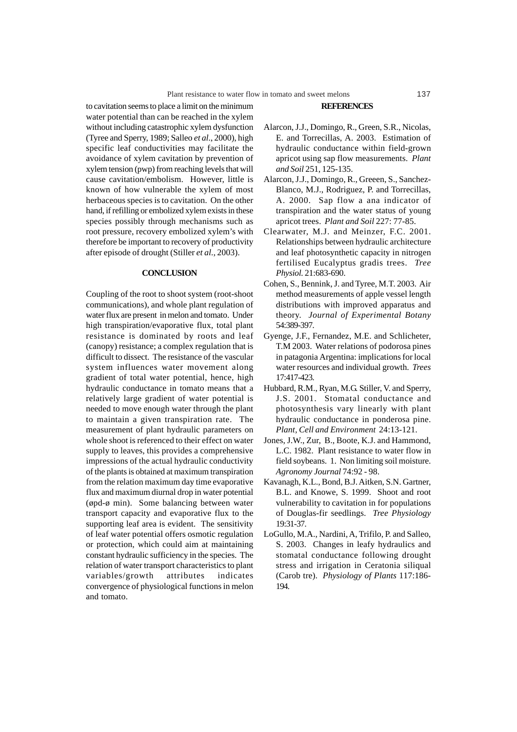to cavitation seems to place a limit on the minimum water potential than can be reached in the xylem without including catastrophic xylem dysfunction (Tyree and Sperry, 1989; Salleo *et al.*, 2000), high specific leaf conductivities may facilitate the avoidance of xylem cavitation by prevention of xylem tension (pwp) from reaching levels that will cause cavitation/embolism. However, little is known of how vulnerable the xylem of most herbaceous species is to cavitation. On the other hand, if refilling or embolized xylem exists in these species possibly through mechanisms such as root pressure, recovery embolized xylem's with therefore be important to recovery of productivity after episode of drought (Stiller *et al.*, 2003).

## CONCLUSION

Coupling of the root to shoot system (root-shoot communications), and whole plant regulation of water flux are present in melon and tomato. Under high transpiration/evaporative flux, total plant resistance is dominated by roots and leaf (canopy) resistance; a complex regulation that is difficult to dissect. The resistance of the vascular system influences water movement along gradient of total water potential, hence, high hydraulic conductance in tomato means that a relatively large gradient of water potential is needed to move enough water through the plant to maintain a given transpiration rate. The measurement of plant hydraulic parameters on whole shoot is referenced to their effect on water supply to leaves, this provides a comprehensive impressions of the actual hydraulic conductivity of the plants is obtained at maximum transpiration from the relation maximum day time evaporative flux and maximum diurnal drop in water potential (øpd-ø min). Some balancing between water transport capacity and evaporative flux to the supporting leaf area is evident. The sensitivity of leaf water potential offers osmotic regulation or protection, which could aim at maintaining constant hydraulic sufficiency in the species. The relation of water transport characteristics to plant variables/growth attributes indicates convergence of physiological functions in melon and tomato.

## REFERENCES

Alarcon, J.J., Domingo, R., Green, S.R., Nicolas, E. and Torrecillas, A. 2003. Estimation of hydraulic conductance within field-grown apricot using sap flow measurements. *Plant and Soil* 251, 125-135.

Alarcon, J.J., Domingo, R., Greeen, S., Sanchez-Blanco, M.J., Rodriguez, P. and Torrecillas, A. 2000. Sap flow a ana indicator of transpiration and the water status of young apricot trees. *Plant and Soil* 227: 77-85.

Clearwater, M.J. and Meinzer, F.C. 2001. Relationships between hydraulic architecture and leaf photosynthetic capacity in nitrogen fertilised Eucalyptus gradis trees. *Tree Physiol.* 21:683-690.

Cohen, S., Bennink, J. and Tyree, M.T. 2003. Air method measurements of apple vessel length distributions with improved apparatus and theory. *Journal of Experimental Botany* 54:389-397.

Gyenge, J.F., Fernandez, M.E. and Schlicheter, T.M 2003. Water relations of podorosa pines in patagonia Argentina: implications for local water resources and individual growth. *Trees* 17:417-423.

Hubbard, R.M., Ryan, M.G. Stiller, V. and Sperry, J.S. 2001. Stomatal conductance and photosynthesis vary linearly with plant hydraulic conductance in ponderosa pine. *Plant, Cell and Environment* 24:13-121.

Jones, J.W., Zur, B., Boote, K.J. and Hammond, L.C. 1982. Plant resistance to water flow in field soybeans. 1. Non limiting soil moisture. *Agronomy Journal* 74:92 - 98.

Kavanagh, K.L., Bond, B.J. Aitken, S.N. Gartner, B.L. and Knowe, S. 1999. Shoot and root vulnerability to cavitation in for populations of Douglas-fir seedlings. *Tree Physiology* 19:31-37.

LoGullo, M.A., Nardini, A, Trifilo, P. and Salleo, S. 2003. Changes in leafy hydraulics and stomatal conductance following drought stress and irrigation in Ceratonia siliqual (Carob tre). *Physiology of Plants* 117:186-194.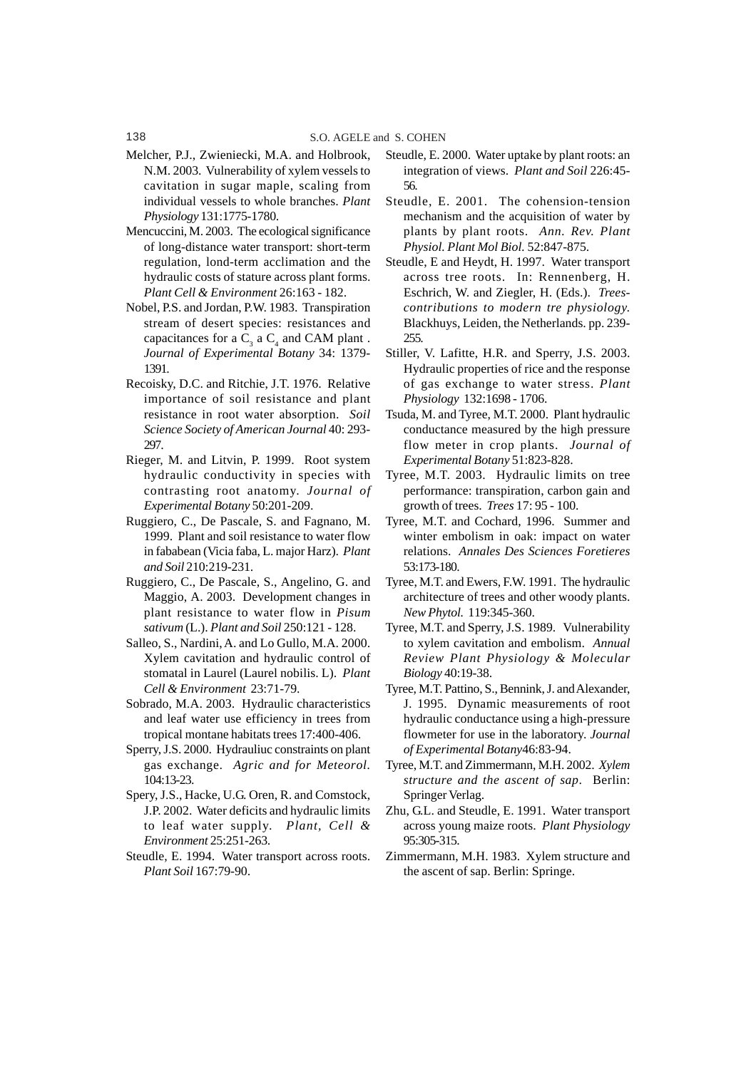Melcher, P.J., Zwieniecki, M.A. and Holbrook, N.M. 2003. Vulnerability of xylem vessels to cavitation in sugar maple, scaling from individual vessels to whole branches. *Plant Physiology* 131:1775-1780.

Mencuccini, M. 2003. The ecological significance of long-distance water transport: short-term regulation, lond-term acclimation and the hydraulic costs of stature across plant forms. *Plant Cell & Environment* 26:163 - 182.

Nobel, P.S. and Jordan, P.W. 1983. Transpiration stream of desert species: resistances and capacitances for a $C_3$ a $C_4$ and CAM plant . *Journal of Experimental Botany* 34: 1379-1391.

Recoisky, D.C. and Ritchie, J.T. 1976. Relative importance of soil resistance and plant resistance in root water absorption. *Soil Science Society of American Journal* 40: 293-297.

Rieger, M. and Litvin, P. 1999. Root system hydraulic conductivity in species with contrasting root anatomy. *Journal of Experimental Botany* 50:201-209.

Ruggiero, C., De Pascale, S. and Fagnano, M. 1999. Plant and soil resistance to water flow in fababean (Vicia faba, L. major Harz). *Plant and Soil* 210:219-231.

Ruggiero, C., De Pascale, S., Angelino, G. and Maggio, A. 2003. Development changes in plant resistance to water flow in *Pisum sativum* (L.). *Plant and Soil* 250:121 - 128.

Salleo, S., Nardini, A. and Lo Gullo, M.A. 2000. Xylem cavitation and hydraulic control of stomatal in Laurel (Laurel nobilis. L). *Plant Cell & Environment* 23:71-79.

Sobrado, M.A. 2003. Hydraulic characteristics and leaf water use efficiency in trees from tropical montane habitats trees 17:400-406.

Sperry, J.S. 2000. Hydrauliuc constraints on plant gas exchange. *Agric and for Meteorol.* 104:13-23.

Spery, J.S., Hacke, U.G. Oren, R. and Comstock, J.P. 2002. Water deficits and hydraulic limits to leaf water supply. *Plant, Cell & Environment* 25:251-263.

Steudle, E. 1994. Water transport across roots. *Plant Soil* 167:79-90.

Steudle, E. 2000. Water uptake by plant roots: an integration of views. *Plant and Soil* 226:45-56.

Steudle, E. 2001. The cohension-tension mechanism and the acquisition of water by plants by plant roots. *Ann. Rev. Plant Physiol. Plant Mol Biol.* 52:847-875.

Steudle, E and Heydt, H. 1997. Water transport across tree roots. In: Rennenberg, H. Eschrich, W. and Ziegler, H. (Eds.). *Trees-contributions to modern tre physiology.* Blackhuys, Leiden, the Netherlands. pp. 239-255.

Stiller, V. Lafitte, H.R. and Sperry, J.S. 2003. Hydraulic properties of rice and the response of gas exchange to water stress. *Plant Physiology* 132:1698 - 1706.

Tsuda, M. and Tyree, M.T. 2000. Plant hydraulic conductance measured by the high pressure flow meter in crop plants. *Journal of Experimental Botany* 51:823-828.

Tyree, M.T. 2003. Hydraulic limits on tree performance: transpiration, carbon gain and growth of trees. *Trees* 17: 95 - 100.

Tyree, M.T. and Cochard, 1996. Summer and winter embolism in oak: impact on water relations. *Annales Des Sciences Foretieres* 53:173-180.

Tyree, M.T. and Ewers, F.W. 1991. The hydraulic architecture of trees and other woody plants. *New Phytol.* 119:345-360.

Tyree, M.T. and Sperry, J.S. 1989. Vulnerability to xylem cavitation and embolism. *Annual Review Plant Physiology & Molecular Biology* 40:19-38.

Tyree, M.T. Pattino, S., Bennink, J. and Alexander, J. 1995. Dynamic measurements of root hydraulic conductance using a high-pressure flowmeter for use in the laboratory. *Journal of Experimental Botany*46:83-94.

Tyree, M.T. and Zimmermann, M.H. 2002. *Xylem structure and the ascent of sap*. Berlin: Springer Verlag.

Zhu, G.L. and Steudle, E. 1991. Water transport across young maize roots. *Plant Physiology* 95:305-315.

Zimmermann, M.H. 1983. Xylem structure and the ascent of sap. Berlin: Springe.